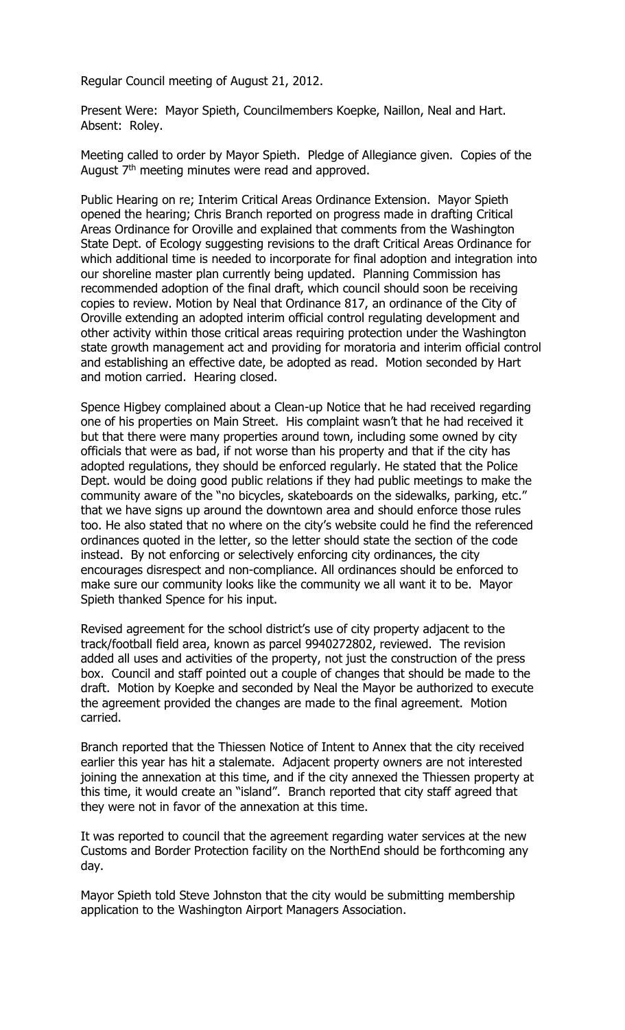Regular Council meeting of August 21, 2012.

Present Were: Mayor Spieth, Councilmembers Koepke, Naillon, Neal and Hart. Absent: Roley.

Meeting called to order by Mayor Spieth. Pledge of Allegiance given. Copies of the August 7th meeting minutes were read and approved.

Public Hearing on re; Interim Critical Areas Ordinance Extension. Mayor Spieth opened the hearing; Chris Branch reported on progress made in drafting Critical Areas Ordinance for Oroville and explained that comments from the Washington State Dept. of Ecology suggesting revisions to the draft Critical Areas Ordinance for which additional time is needed to incorporate for final adoption and integration into our shoreline master plan currently being updated. Planning Commission has recommended adoption of the final draft, which council should soon be receiving copies to review. Motion by Neal that Ordinance 817, an ordinance of the City of Oroville extending an adopted interim official control regulating development and other activity within those critical areas requiring protection under the Washington state growth management act and providing for moratoria and interim official control and establishing an effective date, be adopted as read. Motion seconded by Hart and motion carried. Hearing closed.

Spence Higbey complained about a Clean-up Notice that he had received regarding one of his properties on Main Street. His complaint wasn't that he had received it but that there were many properties around town, including some owned by city officials that were as bad, if not worse than his property and that if the city has adopted regulations, they should be enforced regularly. He stated that the Police Dept. would be doing good public relations if they had public meetings to make the community aware of the "no bicycles, skateboards on the sidewalks, parking, etc." that we have signs up around the downtown area and should enforce those rules too. He also stated that no where on the city's website could he find the referenced ordinances quoted in the letter, so the letter should state the section of the code instead. By not enforcing or selectively enforcing city ordinances, the city encourages disrespect and non-compliance. All ordinances should be enforced to make sure our community looks like the community we all want it to be. Mayor Spieth thanked Spence for his input.

Revised agreement for the school district's use of city property adjacent to the track/football field area, known as parcel 9940272802, reviewed. The revision added all uses and activities of the property, not just the construction of the press box. Council and staff pointed out a couple of changes that should be made to the draft. Motion by Koepke and seconded by Neal the Mayor be authorized to execute the agreement provided the changes are made to the final agreement. Motion carried.

Branch reported that the Thiessen Notice of Intent to Annex that the city received earlier this year has hit a stalemate. Adjacent property owners are not interested joining the annexation at this time, and if the city annexed the Thiessen property at this time, it would create an "island". Branch reported that city staff agreed that they were not in favor of the annexation at this time.

It was reported to council that the agreement regarding water services at the new Customs and Border Protection facility on the NorthEnd should be forthcoming any day.

Mayor Spieth told Steve Johnston that the city would be submitting membership application to the Washington Airport Managers Association.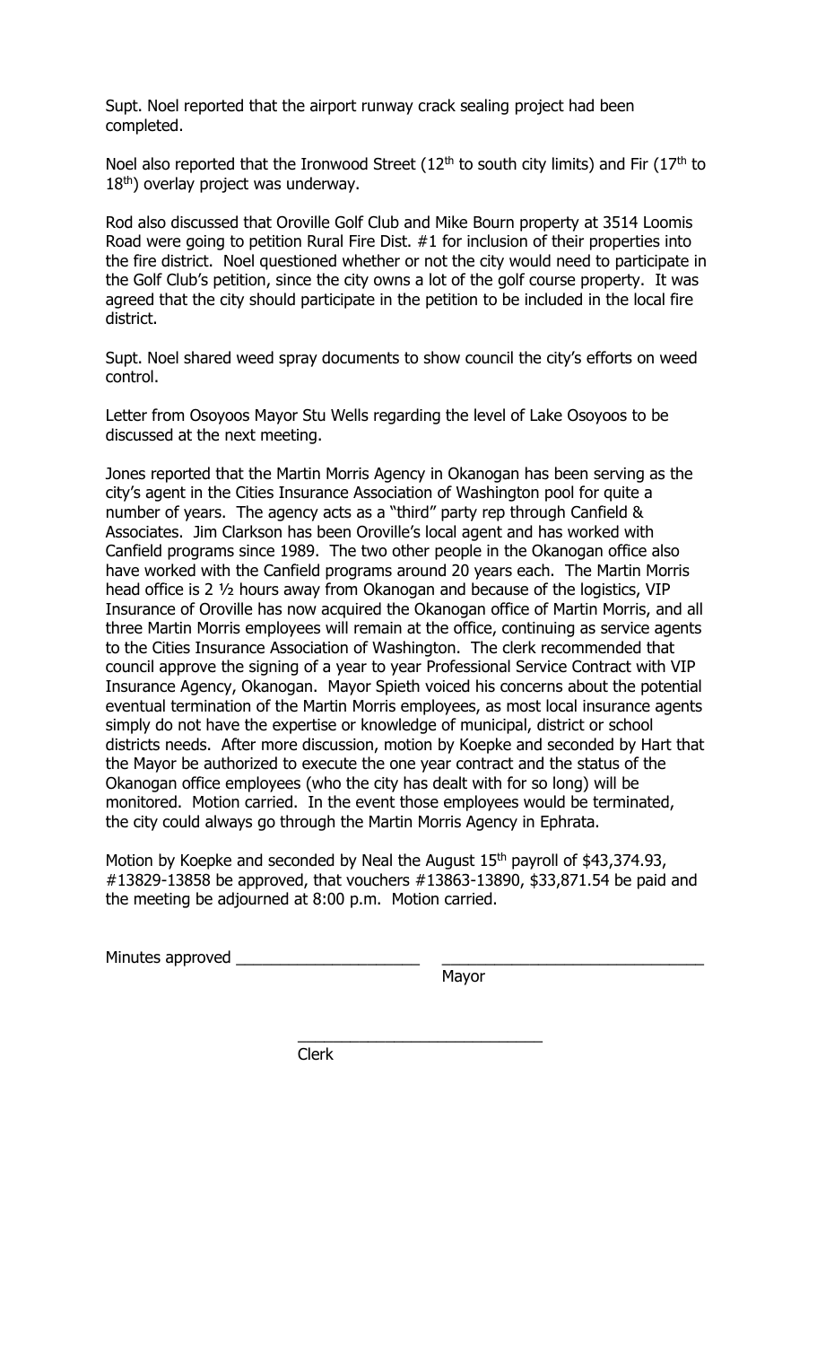Supt. Noel reported that the airport runway crack sealing project had been completed.

Noel also reported that the Ironwood Street (12th to south city limits) and Fir (17th to 18th) overlay project was underway.

Rod also discussed that Oroville Golf Club and Mike Bourn property at 3514 Loomis Road were going to petition Rural Fire Dist. #1 for inclusion of their properties into the fire district. Noel questioned whether or not the city would need to participate in the Golf Club's petition, since the city owns a lot of the golf course property. It was agreed that the city should participate in the petition to be included in the local fire district.

Supt. Noel shared weed spray documents to show council the city's efforts on weed control.

Letter from Osoyoos Mayor Stu Wells regarding the level of Lake Osoyoos to be discussed at the next meeting.

Jones reported that the Martin Morris Agency in Okanogan has been serving as the city's agent in the Cities Insurance Association of Washington pool for quite a number of years. The agency acts as a "third" party rep through Canfield & Associates. Jim Clarkson has been Oroville's local agent and has worked with Canfield programs since 1989. The two other people in the Okanogan office also have worked with the Canfield programs around 20 years each. The Martin Morris head office is 2 ½ hours away from Okanogan and because of the logistics, VIP Insurance of Oroville has now acquired the Okanogan office of Martin Morris, and all three Martin Morris employees will remain at the office, continuing as service agents to the Cities Insurance Association of Washington. The clerk recommended that council approve the signing of a year to year Professional Service Contract with VIP Insurance Agency, Okanogan. Mayor Spieth voiced his concerns about the potential eventual termination of the Martin Morris employees, as most local insurance agents simply do not have the expertise or knowledge of municipal, district or school districts needs. After more discussion, motion by Koepke and seconded by Hart that the Mayor be authorized to execute the one year contract and the status of the Okanogan office employees (who the city has dealt with for so long) will be monitored. Motion carried. In the event those employees would be terminated, the city could always go through the Martin Morris Agency in Ephrata.

Motion by Koepke and seconded by Neal the August 15th payroll of $43,374.93, #13829-13858 be approved, that vouchers #13863-13890, $33,871.54 be paid and the meeting be adjourned at 8:00 p.m. Motion carried.

Minutes approved ____________________ ____________________________

Mayor

____________________________

Clerk